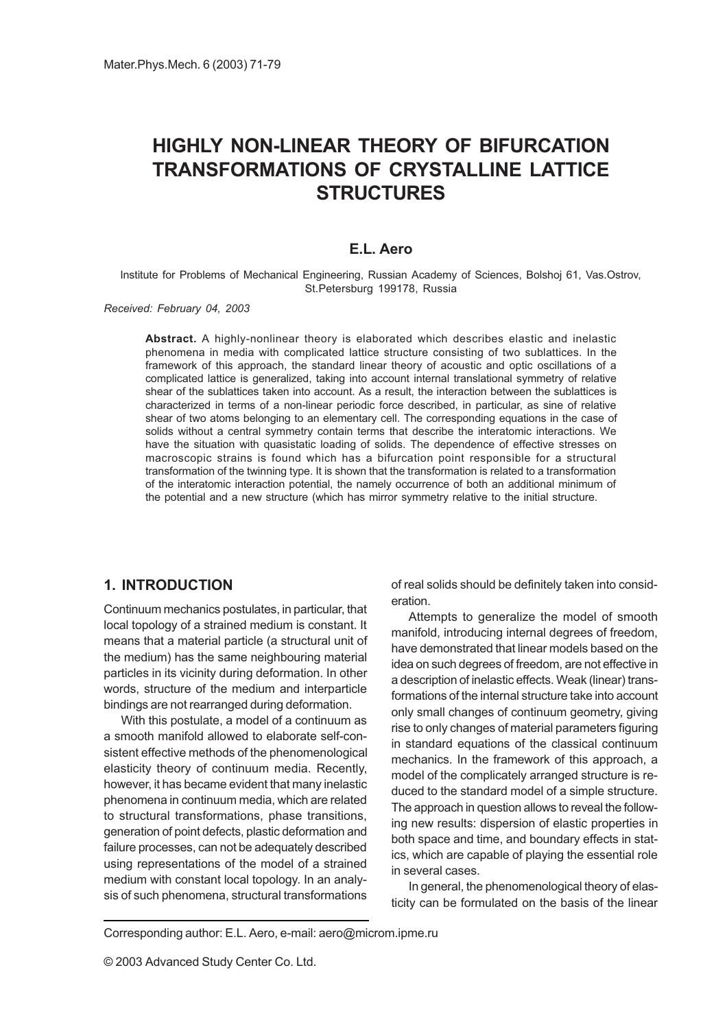# HIGHLY NON-LINEAR THEORY OF BIFURCATION TRANSFORMATIONS OF CRYSTALLINE LATTICE STRUCTURES

**E.L. Aero**

Institute for Problems of Mechanical Engineering, Russian Academy of Sciences, Bolshoj 61, Vas.Ostrov, St.Petersburg 199178, Russia

*Received: February 04, 2003*

**Abstract.** A highly-nonlinear theory is elaborated which describes elastic and inelastic phenomena in media with complicated lattice structure consisting of two sublattices. In the framework of this approach, the standard linear theory of acoustic and optic oscillations of a complicated lattice is generalized, taking into account internal translational symmetry of relative shear of the sublattices taken into account. As a result, the interaction between the sublattices is characterized in terms of a non-linear periodic force described, in particular, as sine of relative shear of two atoms belonging to an elementary cell. The corresponding equations in the case of solids without a central symmetry contain terms that describe the interatomic interactions. We have the situation with quasistatic loading of solids. The dependence of effective stresses on macroscopic strains is found which has a bifurcation point responsible for a structural transformation of the twinning type. It is shown that the transformation is related to a transformation of the interatomic interaction potential, the namely occurrence of both an additional minimum of the potential and a new structure (which has mirror symmetry relative to the initial structure.

## 1. INTRODUCTION

Continuum mechanics postulates, in particular, that local topology of a strained medium is constant. It means that a material particle (a structural unit of the medium) has the same neighbouring material particles in its vicinity during deformation. In other words, structure of the medium and interparticle bindings are not rearranged during deformation.

With this postulate, a model of a continuum as a smooth manifold allowed to elaborate self-consistent effective methods of the phenomenological elasticity theory of continuum media. Recently, however, it has became evident that many inelastic phenomena in continuum media, which are related to structural transformations, phase transitions, generation of point defects, plastic deformation and failure processes, can not be adequately described using representations of the model of a strained medium with constant local topology. In an analysis of such phenomena, structural transformations of real solids should be definitely taken into consideration.

Attempts to generalize the model of smooth manifold, introducing internal degrees of freedom, have demonstrated that linear models based on the idea on such degrees of freedom, are not effective in a description of inelastic effects. Weak (linear) transformations of the internal structure take into account only small changes of continuum geometry, giving rise to only changes of material parameters figuring in standard equations of the classical continuum mechanics. In the framework of this approach, a model of the complicately arranged structure is reduced to the standard model of a simple structure. The approach in question allows to reveal the following new results: dispersion of elastic properties in both space and time, and boundary effects in statics, which are capable of playing the essential role in several cases.

In general, the phenomenological theory of elasticity can be formulated on the basis of the linear

---

Corresponding author: E.L. Aero, e-mail: aero@microm.ipme.ru

© 2003 Advanced Study Center Co. Ltd.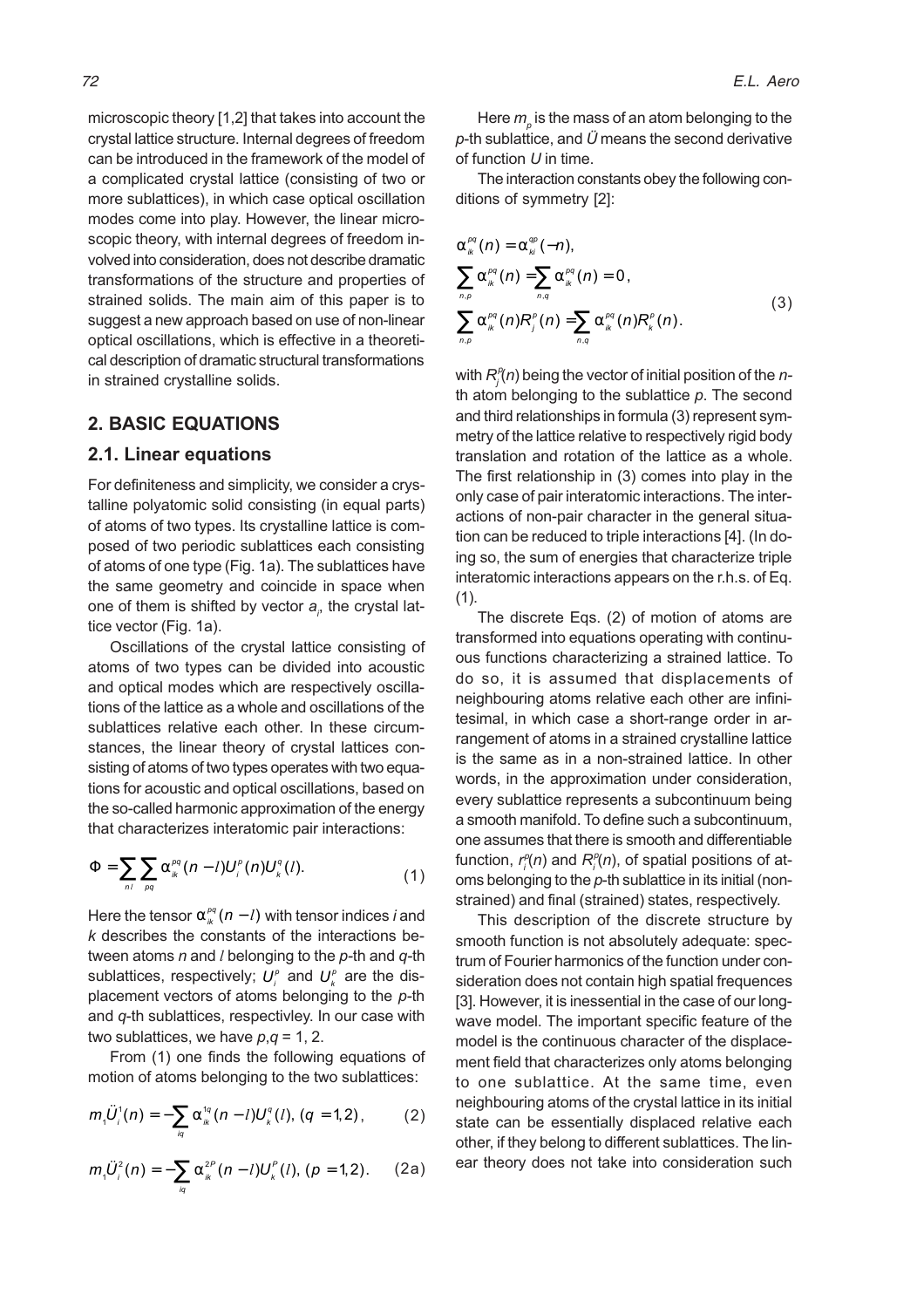microscopic theory [1,2] that takes into account the crystal lattice structure. Internal degrees of freedom can be introduced in the framework of the model of a complicated crystal lattice (consisting of two or more sublattices), in which case optical oscillation modes come into play. However, the linear microscopic theory, with internal degrees of freedom involved into consideration, does not describe dramatic transformations of the structure and properties of strained solids. The main aim of this paper is to suggest a new approach based on use of non-linear optical oscillations, which is effective in a theoretical description of dramatic structural transformations in strained crystalline solids.

## 2. BASIC EQUATIONS

### 2.1. Linear equations

For definiteness and simplicity, we consider a crystalline polyatomic solid consisting (in equal parts) of atoms of two types. Its crystalline lattice is composed of two periodic sublattices each consisting of atoms of one type (Fig. 1a). The sublattices have the same geometry and coincide in space when one of them is shifted by vector $a_i$, the crystal lattice vector (Fig. 1a).

Oscillations of the crystal lattice consisting of atoms of two types can be divided into acoustic and optical modes which are respectively oscillations of the lattice as a whole and oscillations of the sublattices relative each other. In these circumstances, the linear theory of crystal lattices consisting of atoms of two types operates with two equations for acoustic and optical oscillations, based on the so-called harmonic approximation of the energy that characterizes interatomic pair interactions:

$$\Phi = \sum_{nl} \sum_{pq} \alpha_{ik}^{pq}(n-l) U_i^p(n) U_k^q(l). \tag{1}$$

Here the tensor $\alpha_{ik}^{pq}(n-l)$ with tensor indices $i$ and $k$ describes the constants of the interactions between atoms $n$ and $l$ belonging to the $p$-th and $q$-th sublattices, respectively; $U_i^p$ and $U_k^p$ are the displacement vectors of atoms belonging to the $p$-th and $q$-th sublattices, respectivley. In our case with two sublattices, we have $p,q = 1, 2$.

From (1) one finds the following equations of motion of atoms belonging to the two sublattices:

$$m_1 \ddot{U}_i^1(n) = -\sum_{lq} \alpha_{ik}^{1q}(n-l) U_k^q(l), \; (q=1,2), \tag{2}$$

$$m_1 \ddot{U}_i^2(n) = -\sum_{lq} \alpha_{ik}^{2p}(n-l) U_k^p(l), \; (p=1,2). \tag{2a}$$

Here $m_p$ is the mass of an atom belonging to the $p$-th sublattice, and $\ddot{U}$ means the second derivative of function $U$ in time.

The interaction constants obey the following conditions of symmetry [2]:

$$\begin{aligned} &\alpha_{ik}^{pq}(n) = \alpha_{ki}^{qp}(-n), \\ &\sum_{n,p} \alpha_{ik}^{pq}(n) = \sum_{n,q} \alpha_{ik}^{pq}(n) = 0, \\ &\sum_{n,p} \alpha_{ik}^{pq}(n) R_j^p(n) = \sum_{n,q} \alpha_{ik}^{pq}(n) R_k^p(n). \end{aligned} \tag{3}$$

with $R_j^p(n)$ being the vector of initial position of the $n$-th atom belonging to the sublattice $p$. The second and third relationships in formula (3) represent symmetry of the lattice relative to respectively rigid body translation and rotation of the lattice as a whole. The first relationship in (3) comes into play in the only case of pair interatomic interactions. The interactions of non-pair character in the general situation can be reduced to triple interactions [4]. (In doing so, the sum of energies that characterize triple interatomic interactions appears on the r.h.s. of Eq. (1).

The discrete Eqs. (2) of motion of atoms are transformed into equations operating with continuous functions characterizing a strained lattice. To do so, it is assumed that displacements of neighbouring atoms relative each other are infinitesimal, in which case a short-range order in arrangement of atoms in a strained crystalline lattice is the same as in a non-strained lattice. In other words, in the approximation under consideration, every sublattice represents a subcontinuum being a smooth manifold. To define such a subcontinuum, one assumes that there is smooth and differentiable function, $r_i^p(n)$ and $R_i^p(n)$, of spatial positions of atoms belonging to the $p$-th sublattice in its initial (non-strained) and final (strained) states, respectively.

This description of the discrete structure by smooth function is not absolutely adequate: spectrum of Fourier harmonics of the function under consideration does not contain high spatial frequences [3]. However, it is inessential in the case of our long-wave model. The important specific feature of the model is the continuous character of the displacement field that characterizes only atoms belonging to one sublattice. At the same time, even neighbouring atoms of the crystal lattice in its initial state can be essentially displaced relative each other, if they belong to different sublattices. The linear theory does not take into consideration such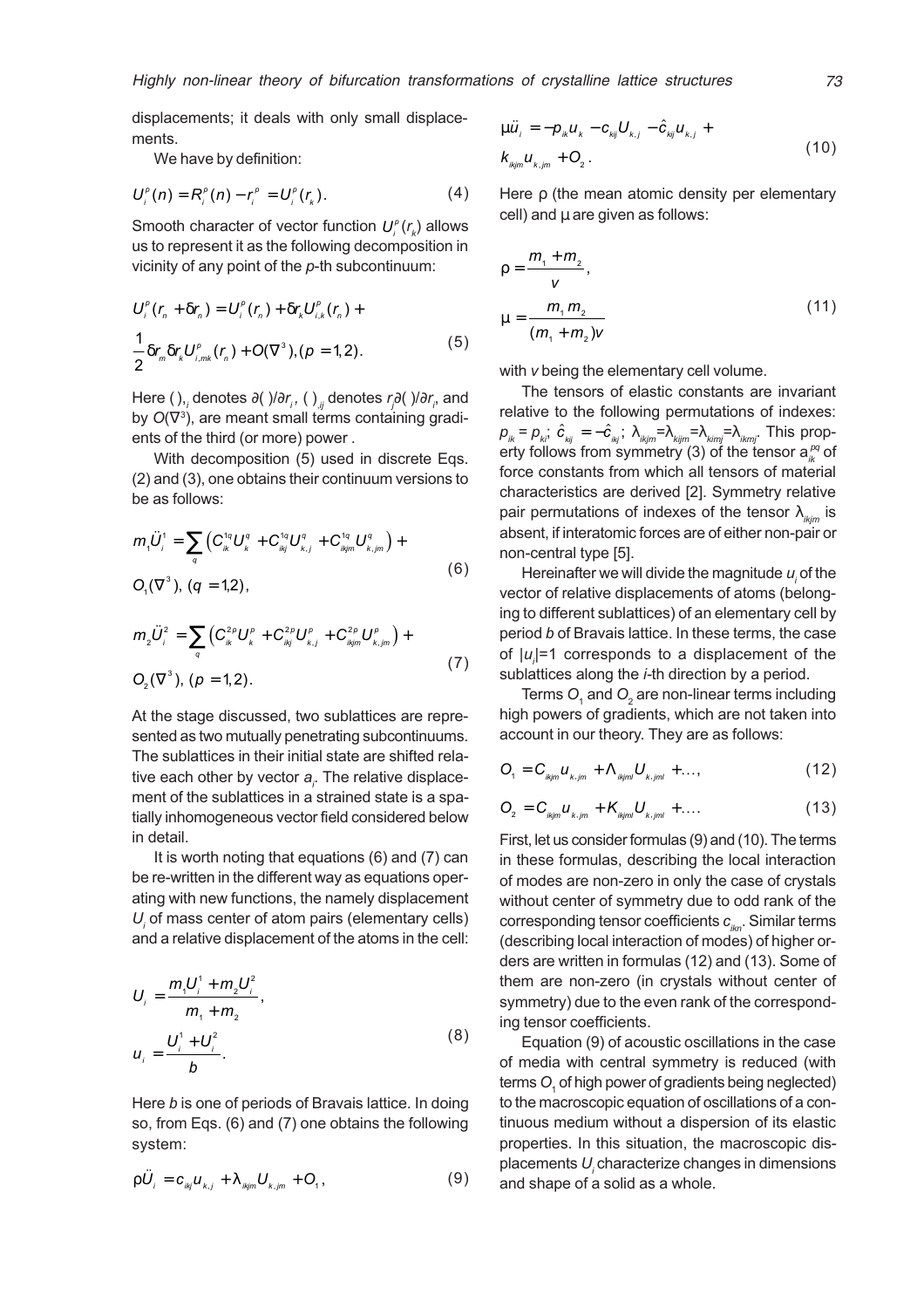displacements; it deals with only small displacements.

We have by definition:

$$U_i^p(n) = R_i^p(n) - r_i^p = U_i^p(r_k). \tag{4}$$

Smooth character of vector function $U_i^p(r_k)$ allows us to represent it as the following decomposition in vicinity of any point of the $p$-th subcontinuum:

$$U_i^p(r_n + \delta r_n) = U_i^p(r_n) + \delta r_k U_{i,k}^p(r_n) + \frac{1}{2}\delta r_m \delta r_k U_{i,mk}^p(r_n) + O(\nabla^3), (p = 1,2). \tag{5}$$

Here $(\,)_{,i}$ denotes $\partial(\,)/\partial r_i$, $(\,)_{,ij}$ denotes $r_j\partial(\,)/\partial r_i$, and by $O(\nabla^3)$, are meant small terms containing gradients of the third (or more) power .

With decomposition (5) used in discrete Eqs. (2) and (3), one obtains their continuum versions to be as follows:

$$m_1\ddot{U}_i^1 = \sum_q \left(C_{ik}^{1q}U_k^q + C_{ikj}^{1q}U_{k,j}^q + C_{ikjm}^{1q}U_{k,jm}^q\right) + O_1(\nabla^3),\ (q = 1,2), \tag{6}$$

$$m_2\ddot{U}_i^2 = \sum_q \left(C_{ik}^{2p}U_k^p + C_{ikj}^{2p}U_{k,j}^p + C_{ikjm}^{2p}U_{k,jm}^p\right) + O_2(\nabla^3),\ (p = 1,2). \tag{7}$$

At the stage discussed, two sublattices are represented as two mutually penetrating subcontinuums. The sublattices in their initial state are shifted relative each other by vector $a_i$. The relative displacement of the sublattices in a strained state is a spatially inhomogeneous vector field considered below in detail.

It is worth noting that equations (6) and (7) can be re-written in the different way as equations operating with new functions, the namely displacement $U_i$ of mass center of atom pairs (elementary cells) and a relative displacement of the atoms in the cell:

$$U_i = \frac{m_1U_i^1 + m_2U_i^2}{m_1 + m_2},$$
$$u_i = \frac{U_i^1 + U_i^2}{b}. \tag{8}$$

Here $b$ is one of periods of Bravais lattice. In doing so, from Eqs. (6) and (7) one obtains the following system:

$$\rho\ddot{U}_i = c_{ikj}u_{k,j} + \lambda_{ikjm}U_{k,jm} + O_1, \tag{9}$$

$$\mu\ddot{u}_i = -p_{ik}u_k - c_{kij}U_{k,j} - \hat{c}_{kij}u_{k,j} + k_{ikjm}u_{k,jm} + O_2. \tag{10}$$

Here $\rho$ (the mean atomic density per elementary cell) and $\mu$ are given as follows:

$$\rho = \frac{m_1 + m_2}{v},$$
$$\mu = \frac{m_1 m_2}{(m_1 + m_2)v} \tag{11}$$

with $v$ being the elementary cell volume.

The tensors of elastic constants are invariant relative to the following permutations of indexes: $p_{ik} = p_{ki}$; $\hat{c}_{kij} = -\hat{c}_{ikj}$; $\lambda_{ikjm} = \lambda_{kijm} = \lambda_{kimj} = \lambda_{ikmj}$. This property follows from symmetry (3) of the tensor $a_{ik}^{pq}$ of force constants from which all tensors of material characteristics are derived [2]. Symmetry relative pair permutations of indexes of the tensor $\lambda_{ikjm}$ is absent, if interatomic forces are of either non-pair or non-central type [5].

Hereinafter we will divide the magnitude $u_i$ of the vector of relative displacements of atoms (belonging to different sublattices) of an elementary cell by period $b$ of Bravais lattice. In these terms, the case of $|u_i|=1$ corresponds to a displacement of the sublattices along the $i$-th direction by a period.

Terms $O_1$ and $O_2$ are non-linear terms including high powers of gradients, which are not taken into account in our theory. They are as follows:

$$O_1 = C_{ikjm}u_{k,jm} + \Lambda_{ikjml}U_{k,jml} + \ldots, \tag{12}$$

$$O_2 = C_{ikjm}u_{k,jm} + K_{ikjml}U_{k,jml} + \ldots. \tag{13}$$

First, let us consider formulas (9) and (10). The terms in these formulas, describing the local interaction of modes are non-zero in only the case of crystals without center of symmetry due to odd rank of the corresponding tensor coefficients $c_{ikn}$. Similar terms (describing local interaction of modes) of higher orders are written in formulas (12) and (13). Some of them are non-zero (in crystals without center of symmetry) due to the even rank of the corresponding tensor coefficients.

Equation (9) of acoustic oscillations in the case of media with central symmetry is reduced (with terms $O_1$ of high power of gradients being neglected) to the macroscopic equation of oscillations of a continuous medium without a dispersion of its elastic properties. In this situation, the macroscopic displacements $U_i$ characterize changes in dimensions and shape of a solid as a whole.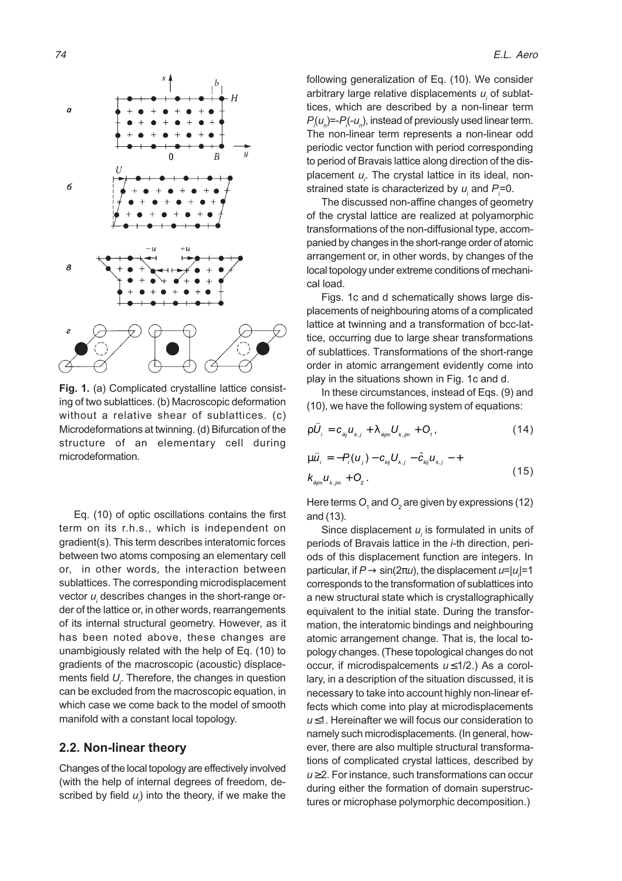**Fig. 1.** (a) Complicated crystalline lattice consisting of two sublattices. (b) Macroscopic deformation without a relative shear of sublattices. (c) Microdeformations at twinning. (d) Bifurcation of the structure of an elementary cell during microdeformation.

Eq. (10) of optic oscillations contains the first term on its r.h.s., which is independent on gradient(s). This term describes interatomic forces between two atoms composing an elementary cell or, in other words, the interaction between sublattices. The corresponding microdisplacement vector $u_i$ describes changes in the short-range order of the lattice or, in other words, rearrangements of its internal structural geometry. However, as it has been noted above, these changes are unambigiously related with the help of Eq. (10) to gradients of the macroscopic (acoustic) displacements field $U_i$. Therefore, the changes in question can be excluded from the macroscopic equation, in which case we come back to the model of smooth manifold with a constant local topology.

## 2.2. Non-linear theory

Changes of the local topology are effectively involved (with the help of internal degrees of freedom, described by field $u_i$) into the theory, if we make the following generalization of Eq. (10). We consider arbitrary large relative displacements $u_i$ of sublattices, which are described by a non-linear term $P_i(u_n)=-P_i(-u_n)$, instead of previously used linear term. The non-linear term represents a non-linear odd periodic vector function with period corresponding to period of Bravais lattice along direction of the displacement $u_i$. The crystal lattice in its ideal, non-strained state is characterized by $u_i$ and $P_i$=0.

The discussed non-affine changes of geometry of the crystal lattice are realized at polyamorphic transformations of the non-diffusional type, accompanied by changes in the short-range order of atomic arrangement or, in other words, by changes of the local topology under extreme conditions of mechanical load.

Figs. 1c and d schematically shows large displacements of neighbouring atoms of a complicated lattice at twinning and a transformation of bcc-lattice, occurring due to large shear transformations of sublattices. Transformations of the short-range order in atomic arrangement evidently come into play in the situations shown in Fig. 1c and d.

In these circumstances, instead of Eqs. (9) and (10), we have the following system of equations:

$$\rho \ddot{U}_i = c_{ikj} u_{k,j} + \lambda_{ikjm} U_{k,jm} + O_1, \tag{14}$$

$$\mu \ddot{u}_i = -P_i(u_j) - c_{kij} U_{k,j} - \hat{c}_{kij} u_{k,j} - + k_{ikjm} u_{k,jm} + O_2. \tag{15}$$

Here terms $O_1$ and $O_2$ are given by expressions (12) and (13).

Since displacement $u_i$ is formulated in units of periods of Bravais lattice in the $i$-th direction, periods of this displacement function are integers. In particular, if $P \rightarrow \sin(2\pi u)$, the displacement $u=|u_i|=1$ corresponds to the transformation of sublattices into a new structural state which is crystallographically equivalent to the initial state. During the transformation, the interatomic bindings and neighbouring atomic arrangement change. That is, the local topology changes. (These topological changes do not occur, if microdispalcements $u \leq 1/2$.) As a corollary, in a description of the situation discussed, it is necessary to take into account highly non-linear effects which come into play at microdisplacements $u \leq 1$. Hereinafter we will focus our consideration to namely such microdisplacements. (In general, however, there are also multiple structural transformations of complicated crystal lattices, described by $u \geq 2$. For instance, such transformations can occur during either the formation of domain superstructures or microphase polymorphic decomposition.)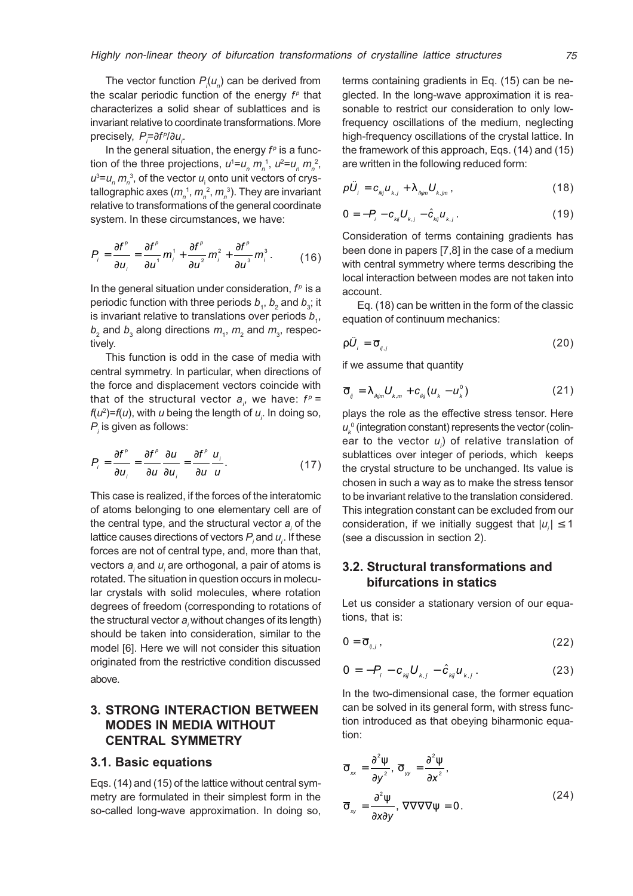The vector function $P_i(u_n)$ can be derived from the scalar periodic function of the energy $f^p$ that characterizes a solid shear of sublattices and is invariant relative to coordinate transformations. More precisely, $P_i=\partial f^p/\partial u_i$.

In the general situation, the energy $f^p$ is a function of the three projections, $u^1=u_n m_n^1$, $u^2=u_n m_n^2$, $u^3=u_n m_n^3$, of the vector $u_i$ onto unit vectors of crystallographic axes $(m_n^1, m_n^2, m_n^3)$. They are invariant relative to transformations of the general coordinate system. In these circumstances, we have:

$$P_i = \frac{\partial f^p}{\partial u_i} = \frac{\partial f^p}{\partial u^1} m_i^1 + \frac{\partial f^p}{\partial u^2} m_i^2 + \frac{\partial f^p}{\partial u^3} m_i^3 . \tag{16}$$

In the general situation under consideration, $f^p$ is a periodic function with three periods $b_1$, $b_2$ and $b_3$; it is invariant relative to translations over periods $b_1$, $b_2$ and $b_3$ along directions $m_1$, $m_2$ and $m_3$, respectively.

This function is odd in the case of media with central symmetry. In particular, when directions of the force and displacement vectors coincide with that of the structural vector $a_i$, we have: $f^p = f(u^2)=f(u)$, with $u$ being the length of $u_i$. In doing so, $P_i$ is given as follows:

$$P_i = \frac{\partial f^p}{\partial u_i} = \frac{\partial f^p}{\partial u} \frac{\partial u}{\partial u_i} = \frac{\partial f^p}{\partial u} \frac{u_i}{u} . \tag{17}$$

This case is realized, if the forces of the interatomic of atoms belonging to one elementary cell are of the central type, and the structural vector $a_i$ of the lattice causes directions of vectors $P_i$ and $u_i$. If these forces are not of central type, and, more than that, vectors $a_i$ and $u_i$ are orthogonal, a pair of atoms is rotated. The situation in question occurs in molecular crystals with solid molecules, where rotation degrees of freedom (corresponding to rotations of the structural vector $a_i$ without changes of its length) should be taken into consideration, similar to the model [6]. Here we will not consider this situation originated from the restrictive condition discussed above.

## 3. STRONG INTERACTION BETWEEN MODES IN MEDIA WITHOUT CENTRAL SYMMETRY

### 3.1. Basic equations

Eqs. (14) and (15) of the lattice without central symmetry are formulated in their simplest form in the so-called long-wave approximation. In doing so, terms containing gradients in Eq. (15) can be neglected. In the long-wave approximation it is reasonable to restrict our consideration to only low-frequency oscillations of the medium, neglecting high-frequency oscillations of the crystal lattice. In the framework of this approach, Eqs. (14) and (15) are written in the following reduced form:

$$\rho \ddot{U}_i = c_{ikj} u_{k,j} + \lambda_{ikjm} U_{k,jm} , \tag{18}$$

$$0 = -P_i - c_{kij} U_{k,j} - \hat{c}_{kij} u_{k,j} . \tag{19}$$

Consideration of terms containing gradients has been done in papers [7,8] in the case of a medium with central symmetry where terms describing the local interaction between modes are not taken into account.

Eq. (18) can be written in the form of the classic equation of continuum mechanics:

$$\rho \ddot{U}_i = \bar{\sigma}_{ij,j} \tag{20}$$

if we assume that quantity

$$\bar{\sigma}_{ij} = \lambda_{ikjm} U_{k,m} + c_{ikj}(u_k - u_k^0) \tag{21}$$

plays the role as the effective stress tensor. Here $u_k^0$ (integration constant) represents the vector (colinear to the vector $u_i$) of relative translation of sublattices over integer of periods, which keeps the crystal structure to be unchanged. Its value is chosen in such a way as to make the stress tensor to be invariant relative to the translation considered. This integration constant can be excluded from our consideration, if we initially suggest that $|u_i| \le 1$ (see a discussion in section 2).

### 3.2. Structural transformations and bifurcations in statics

Let us consider a stationary version of our equations, that is:

$$0 = \bar{\sigma}_{ij,j} , \tag{22}$$

$$0 = -P_i - c_{kij} U_{k,j} - \hat{c}_{kij} u_{k,j} . \tag{23}$$

In the two-dimensional case, the former equation can be solved in its general form, with stress function introduced as that obeying biharmonic equation:

$$\bar{\sigma}_{xx} = \frac{\partial^2 \psi}{\partial y^2},\ \bar{\sigma}_{yy} = \frac{\partial^2 \psi}{\partial x^2},$$
$$\bar{\sigma}_{xy} = \frac{\partial^2 \psi}{\partial x \partial y},\ \nabla\nabla\nabla\nabla\psi = 0. \tag{24}$$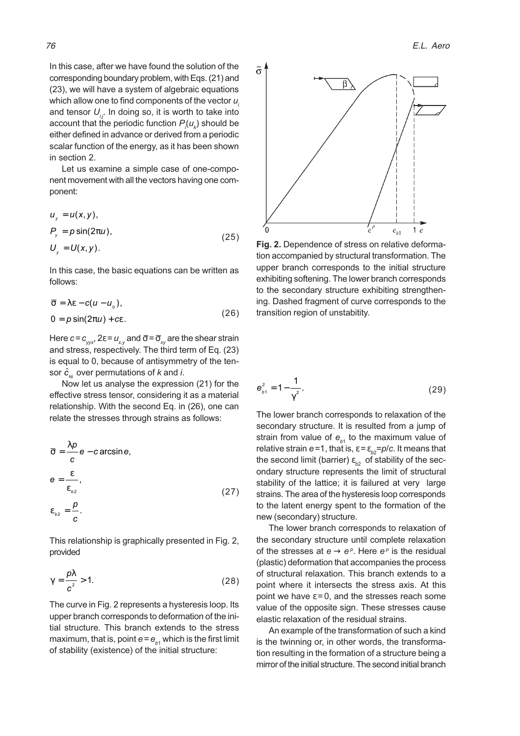In this case, after we have found the solution of the corresponding boundary problem, with Eqs. (21) and (23), we will have a system of algebraic equations which allow one to find components of the vector $u_i$ and tensor $U_{i,j}$. In doing so, it is worth to take into account that the periodic function $P_i(u_k)$ should be either defined in advance or derived from a periodic scalar function of the energy, as it has been shown in section 2.

Let us examine a simple case of one-component movement with all the vectors having one component:

$$
\begin{aligned}
u_y &= u(x, y), \\
P_y &= p\sin(2\pi u), \\
U_y &= U(x, y).
\end{aligned}
\tag{25}
$$

In this case, the basic equations can be written as follows:

$$
\begin{aligned}
\bar{\sigma} &= \lambda\varepsilon - c(u - u_0), \\
0 &= p\sin(2\pi u) + c\varepsilon.
\end{aligned}
\tag{26}
$$

Here $c = c_{yyx}$, $2\varepsilon = u_{x,y}$ and $\bar{\sigma} = \bar{\sigma}_{xy}$ are the shear strain and stress, respectively. The third term of Eq. (23) is equal to 0, because of antisymmetry of the tensor $\hat{c}_{kij}$ over permutations of $k$ and $i$.

Now let us analyse the expression (21) for the effective stress tensor, considering it as a material relationship. With the second Eq. in (26), one can relate the stresses through strains as follows:

$$
\begin{aligned}
\bar{\sigma} &= \frac{\lambda p}{c} e - c\arcsin e, \\
e &= \frac{\varepsilon}{\varepsilon_{b2}}, \\
\varepsilon_{b2} &= \frac{p}{c}.
\end{aligned}
\tag{27}
$$

This relationship is graphically presented in Fig. 2, provided

$$
\gamma = \frac{p\lambda}{c^2} > 1. \tag{28}
$$

The curve in Fig. 2 represents a hysteresis loop. Its upper branch corresponds to deformation of the initial structure. This branch extends to the stress maximum, that is, point $e = e_{b1}$ which is the first limit of stability (existence) of the initial structure:

**Fig. 2.** Dependence of stress on relative deformation accompanied by structural transformation. The upper branch corresponds to the initial structure exhibiting softening. The lower branch corresponds to the secondary structure exhibiting strengthening. Dashed fragment of curve corresponds to the transition region of unstabitity.

$$
e_{b1}^2 = 1 - \frac{1}{\gamma^2}. \tag{29}
$$

The lower branch corresponds to relaxation of the secondary structure. It is resulted from a jump of strain from value of $e_{b1}$ to the maximum value of relative strain $e = 1$, that is, $\varepsilon = \varepsilon_{b2} = p/c$. It means that the second limit (barrier) $\varepsilon_{b2}$ of stability of the secondary structure represents the limit of structural stability of the lattice; it is failured at very large strains. The area of the hysteresis loop corresponds to the latent energy spent to the formation of the new (secondary) structure.

The lower branch corresponds to relaxation of the secondary structure until complete relaxation of the stresses at $e \rightarrow e^p$. Here $e^p$ is the residual (plastic) deformation that accompanies the process of structural relaxation. This branch extends to a point where it intersects the stress axis. At this point we have $\varepsilon = 0$, and the stresses reach some value of the opposite sign. These stresses cause elastic relaxation of the residual strains.

An example of the transformation of such a kind is the twinning or, in other words, the transformation resulting in the formation of a structure being a mirror of the initial structure. The second initial branch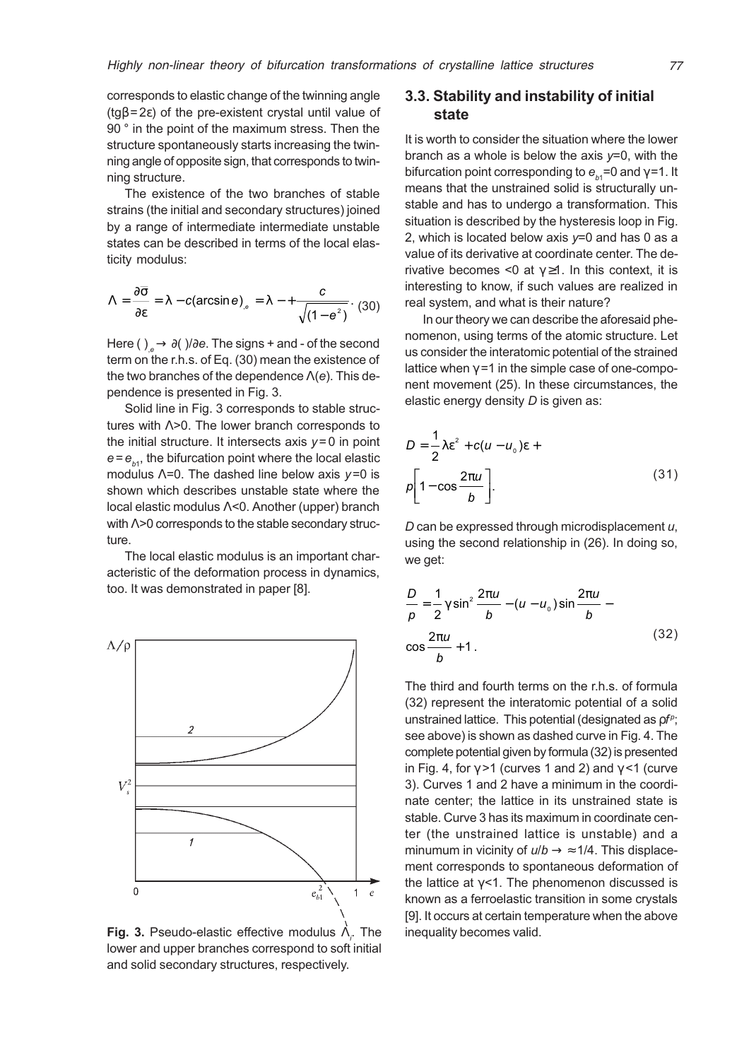corresponds to elastic change of the twinning angle ($\text{tg}\beta = 2\varepsilon$) of the pre-existent crystal until value of 90 ° in the point of the maximum stress. Then the structure spontaneously starts increasing the twinning angle of opposite sign, that corresponds to twinning structure.

The existence of the two branches of stable strains (the initial and secondary structures) joined by a range of intermediate intermediate unstable states can be described in terms of the local elasticity modulus:

$$\Lambda = \frac{\partial \bar{\sigma}}{\partial \varepsilon} = \lambda - c(\arcsin e)_{,e} = \lambda - + \frac{c}{\sqrt{(1-e^2)}} \cdot \quad (30)$$

Here $(\ )_{,e} \rightarrow \partial(\ )/\partial e$. The signs + and - of the second term on the r.h.s. of Eq. (30) mean the existence of the two branches of the dependence $\Lambda(e)$. This dependence is presented in Fig. 3.

Solid line in Fig. 3 corresponds to stable structures with $\Lambda > 0$. The lower branch corresponds to the initial structure. It intersects axis $y = 0$ in point $e = e_{b1}$, the bifurcation point where the local elastic modulus $\Lambda = 0$. The dashed line below axis $y = 0$ is shown which describes unstable state where the local elastic modulus $\Lambda < 0$. Another (upper) branch with $\Lambda > 0$ corresponds to the stable secondary structure.

The local elastic modulus is an important characteristic of the deformation process in dynamics, too. It was demonstrated in paper [8].

**Fig. 3.** Pseudo-elastic effective modulus $\Lambda_l$. The lower and upper branches correspond to soft initial and solid secondary structures, respectively.

## 3.3. Stability and instability of initial state

It is worth to consider the situation where the lower branch as a whole is below the axis $y = 0$, with the bifurcation point corresponding to $e_{b1} = 0$ and $\gamma = 1$. It means that the unstrained solid is structurally unstable and has to undergo a transformation. This situation is described by the hysteresis loop in Fig. 2, which is located below axis $y = 0$ and has 0 as a value of its derivative at coordinate center. The derivative becomes <0 at $\gamma \geq 1$. In this context, it is interesting to know, if such values are realized in real system, and what is their nature?

In our theory we can describe the aforesaid phenomenon, using terms of the atomic structure. Let us consider the interatomic potential of the strained lattice when $\gamma = 1$ in the simple case of one-component movement (25). In these circumstances, the elastic energy density $D$ is given as:

$$D = \frac{1}{2}\lambda\varepsilon^2 + c(u - u_0)\varepsilon + p\left[1 - \cos\frac{2\pi u}{b}\right]. \quad (31)$$

$D$ can be expressed through microdisplacement $u$, using the second relationship in (26). In doing so, we get:

$$\frac{D}{p} = \frac{1}{2}\gamma \sin^2\frac{2\pi u}{b} - (u - u_0)\sin\frac{2\pi u}{b} - \cos\frac{2\pi u}{b} + 1. \quad (32)$$

The third and fourth terms on the r.h.s. of formula (32) represent the interatomic potential of a solid unstrained lattice. This potential (designated as $\rho f^p$; see above) is shown as dashed curve in Fig. 4. The complete potential given by formula (32) is presented in Fig. 4, for $\gamma > 1$ (curves 1 and 2) and $\gamma < 1$ (curve 3). Curves 1 and 2 have a minimum in the coordinate center; the lattice in its unstrained state is stable. Curve 3 has its maximum in coordinate center (the unstrained lattice is unstable) and a minumum in vicinity of $u/b \rightarrow \approx 1/4$. This displacement corresponds to spontaneous deformation of the lattice at $\gamma < 1$. The phenomenon discussed is known as a ferroelastic transition in some crystals [9]. It occurs at certain temperature when the above inequality becomes valid.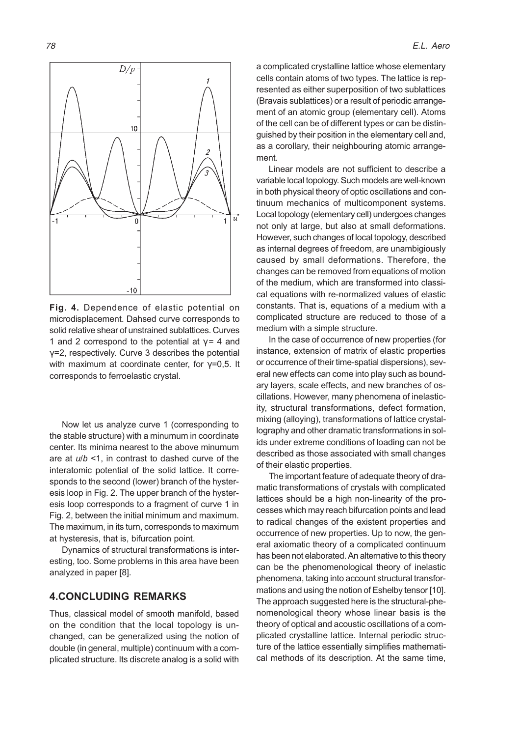**Fig. 4.** Dependence of elastic potential on microdisplacement. Dahsed curve corresponds to solid relative shear of unstrained sublattices. Curves 1 and 2 correspond to the potential at $\gamma = 4$ and $\gamma = 2$, respectively. Curve 3 describes the potential with maximum at coordinate center, for $\gamma = 0{,}5$. It corresponds to ferroelastic crystal.

Now let us analyze curve 1 (corresponding to the stable structure) with a minumum in coordinate center. Its minima nearest to the above minumum are at $u/b < 1$, in contrast to dashed curve of the interatomic potential of the solid lattice. It corresponds to the second (lower) branch of the hysteresis loop in Fig. 2. The upper branch of the hysteresis loop corresponds to a fragment of curve 1 in Fig. 2, between the initial minimum and maximum. The maximum, in its turn, corresponds to maximum at hysteresis, that is, bifurcation point.

Dynamics of structural transformations is interesting, too. Some problems in this area have been analyzed in paper [8].

## 4.CONCLUDING REMARKS

Thus, classical model of smooth manifold, based on the condition that the local topology is unchanged, can be generalized using the notion of double (in general, multiple) continuum with a complicated structure. Its discrete analog is a solid with a complicated crystalline lattice whose elementary cells contain atoms of two types. The lattice is represented as either superposition of two sublattices (Bravais sublattices) or a result of periodic arrangement of an atomic group (elementary cell). Atoms of the cell can be of different types or can be distinguished by their position in the elementary cell and, as a corollary, their neighbouring atomic arrangement.

Linear models are not sufficient to describe a variable local topology. Such models are well-known in both physical theory of optic oscillations and continuum mechanics of multicomponent systems. Local topology (elementary cell) undergoes changes not only at large, but also at small deformations. However, such changes of local topology, described as internal degrees of freedom, are unambigiously caused by small deformations. Therefore, the changes can be removed from equations of motion of the medium, which are transformed into classical equations with re-normalized values of elastic constants. That is, equations of a medium with a complicated structure are reduced to those of a medium with a simple structure.

In the case of occurrence of new properties (for instance, extension of matrix of elastic properties or occurrence of their time-spatial dispersions), several new effects can come into play such as boundary layers, scale effects, and new branches of oscillations. However, many phenomena of inelasticity, structural transformations, defect formation, mixing (alloying), transformations of lattice crystallography and other dramatic transformations in solids under extreme conditions of loading can not be described as those associated with small changes of their elastic properties.

The important feature of adequate theory of dramatic transformations of crystals with complicated lattices should be a high non-linearity of the processes which may reach bifurcation points and lead to radical changes of the existent properties and occurrence of new properties. Up to now, the general axiomatic theory of a complicated continuum has been not elaborated. An alternative to this theory can be the phenomenological theory of inelastic phenomena, taking into account structural transformations and using the notion of Eshelby tensor [10]. The approach suggested here is the structural-phenomenological theory whose linear basis is the theory of optical and acoustic oscillations of a complicated crystalline lattice. Internal periodic structure of the lattice essentially simplifies mathematical methods of its description. At the same time,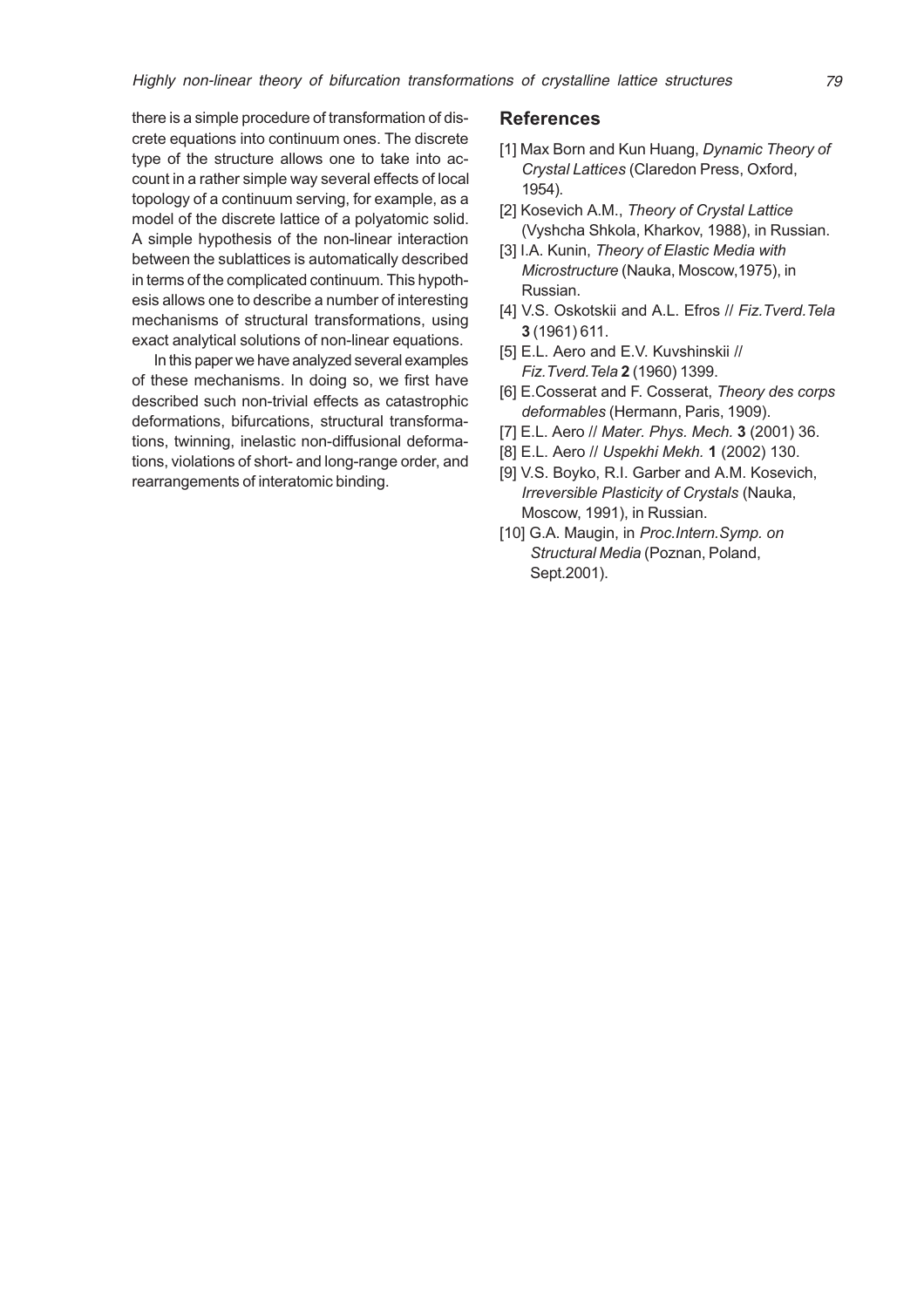there is a simple procedure of transformation of discrete equations into continuum ones. The discrete type of the structure allows one to take into account in a rather simple way several effects of local topology of a continuum serving, for example, as a model of the discrete lattice of a polyatomic solid. A simple hypothesis of the non-linear interaction between the sublattices is automatically described in terms of the complicated continuum. This hypothesis allows one to describe a number of interesting mechanisms of structural transformations, using exact analytical solutions of non-linear equations.

In this paper we have analyzed several examples of these mechanisms. In doing so, we first have described such non-trivial effects as catastrophic deformations, bifurcations, structural transformations, twinning, inelastic non-diffusional deformations, violations of short- and long-range order, and rearrangements of interatomic binding.

## References

[1] Max Born and Kun Huang, *Dynamic Theory of Crystal Lattices* (Claredon Press, Oxford, 1954).

[2] Kosevich A.M., *Theory of Crystal Lattice* (Vyshcha Shkola, Kharkov, 1988), in Russian.

[3] I.A. Kunin, *Theory of Elastic Media with Microstructure* (Nauka, Moscow,1975), in Russian.

[4] V.S. Oskotskii and A.L. Efros // *Fiz.Tverd.Tela* **3** (1961) 611.

[5] E.L. Aero and E.V. Kuvshinskii // *Fiz.Tverd.Tela* **2** (1960) 1399.

[6] E.Cosserat and F. Cosserat, *Theory des corps deformables* (Hermann, Paris, 1909).

[7] E.L. Aero // *Mater. Phys. Mech.* **3** (2001) 36.

[8] E.L. Aero // *Uspekhi Mekh.* **1** (2002) 130.

[9] V.S. Boyko, R.I. Garber and A.M. Kosevich, *Irreversible Plasticity of Crystals* (Nauka, Moscow, 1991), in Russian.

[10] G.A. Maugin, in *Proc.Intern.Symp. on Structural Media* (Poznan, Poland, Sept.2001).